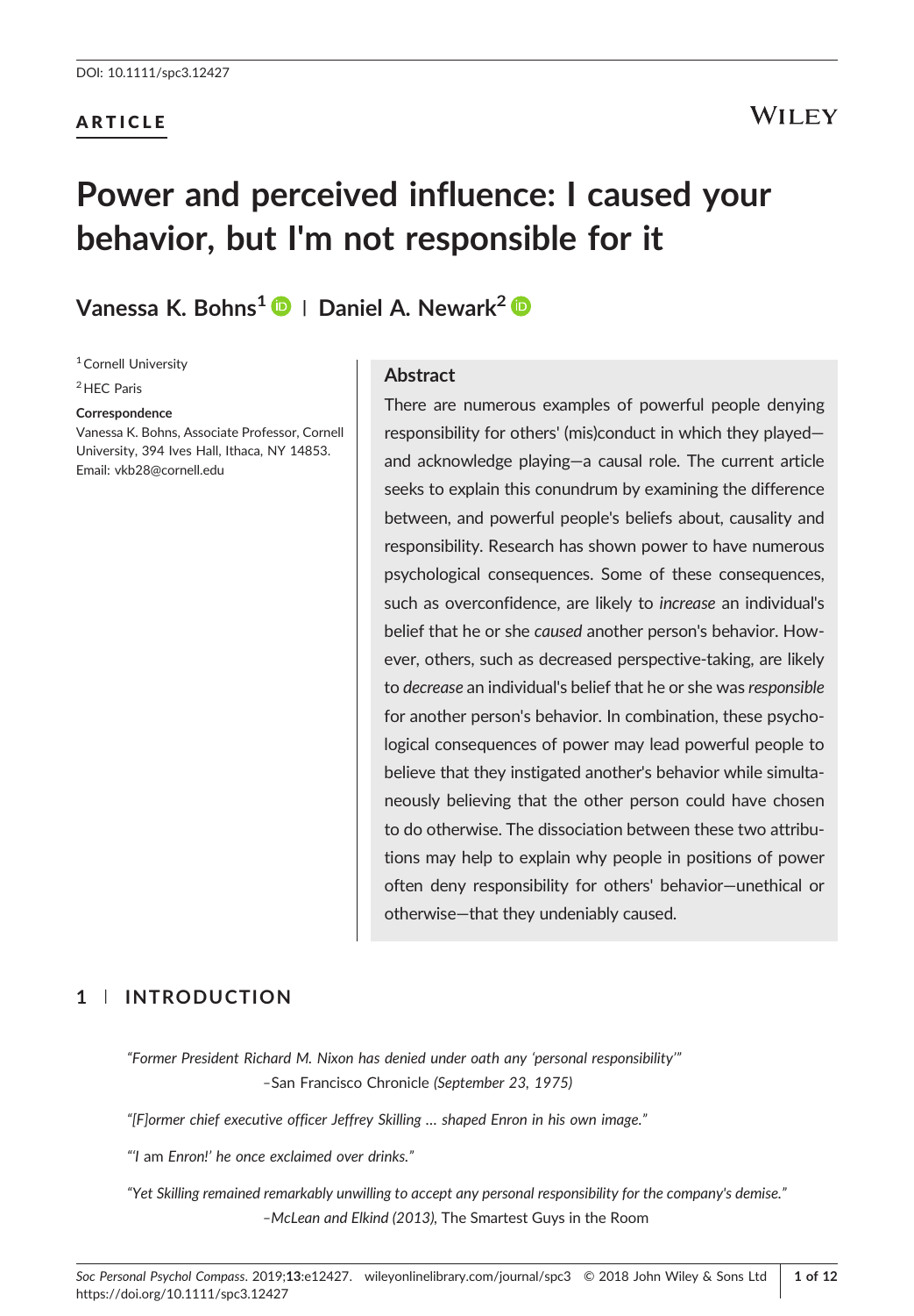DOI: 10.1111/spc3.12427

ARTICLE

# Power and perceived influence: I caused your behavior, but I'm not responsible for it

**Vanessa K. Bohns**[1] | **Daniel A. Newark**[2]

[1] Cornell University

[2] HEC Paris

**Correspondence**

Vanessa K. Bohns, Associate Professor, Cornell University, 394 Ives Hall, Ithaca, NY 14853.
Email: vkb28@cornell.edu

## Abstract

There are numerous examples of powerful people denying responsibility for others' (mis)conduct in which they played—and acknowledge playing—a causal role. The current article seeks to explain this conundrum by examining the difference between, and powerful people's beliefs about, causality and responsibility. Research has shown power to have numerous psychological consequences. Some of these consequences, such as overconfidence, are likely to *increase* an individual's belief that he or she *caused* another person's behavior. However, others, such as decreased perspective-taking, are likely to *decrease* an individual's belief that he or she was *responsible* for another person's behavior. In combination, these psychological consequences of power may lead powerful people to believe that they instigated another's behavior while simultaneously believing that the other person could have chosen to do otherwise. The dissociation between these two attributions may help to explain why people in positions of power often deny responsibility for others' behavior—unethical or otherwise—that they undeniably caused.

## 1 | INTRODUCTION

*"Former President Richard M. Nixon has denied under oath any 'personal responsibility'"*
–San Francisco Chronicle *(September 23, 1975)*

*"[F]ormer chief executive officer Jeffrey Skilling … shaped Enron in his own image."*

*"'I am Enron!' he once exclaimed over drinks."*

*"Yet Skilling remained remarkably unwilling to accept any personal responsibility for the company's demise."*
–*McLean and Elkind (2013),* The Smartest Guys in the Room

*Soc Personal Psychol Compass*. 2019;**13**:e12427. wileyonlinelibrary.com/journal/spc3 © 2018 John Wiley & Sons Ltd
https://doi.org/10.1111/spc3.12427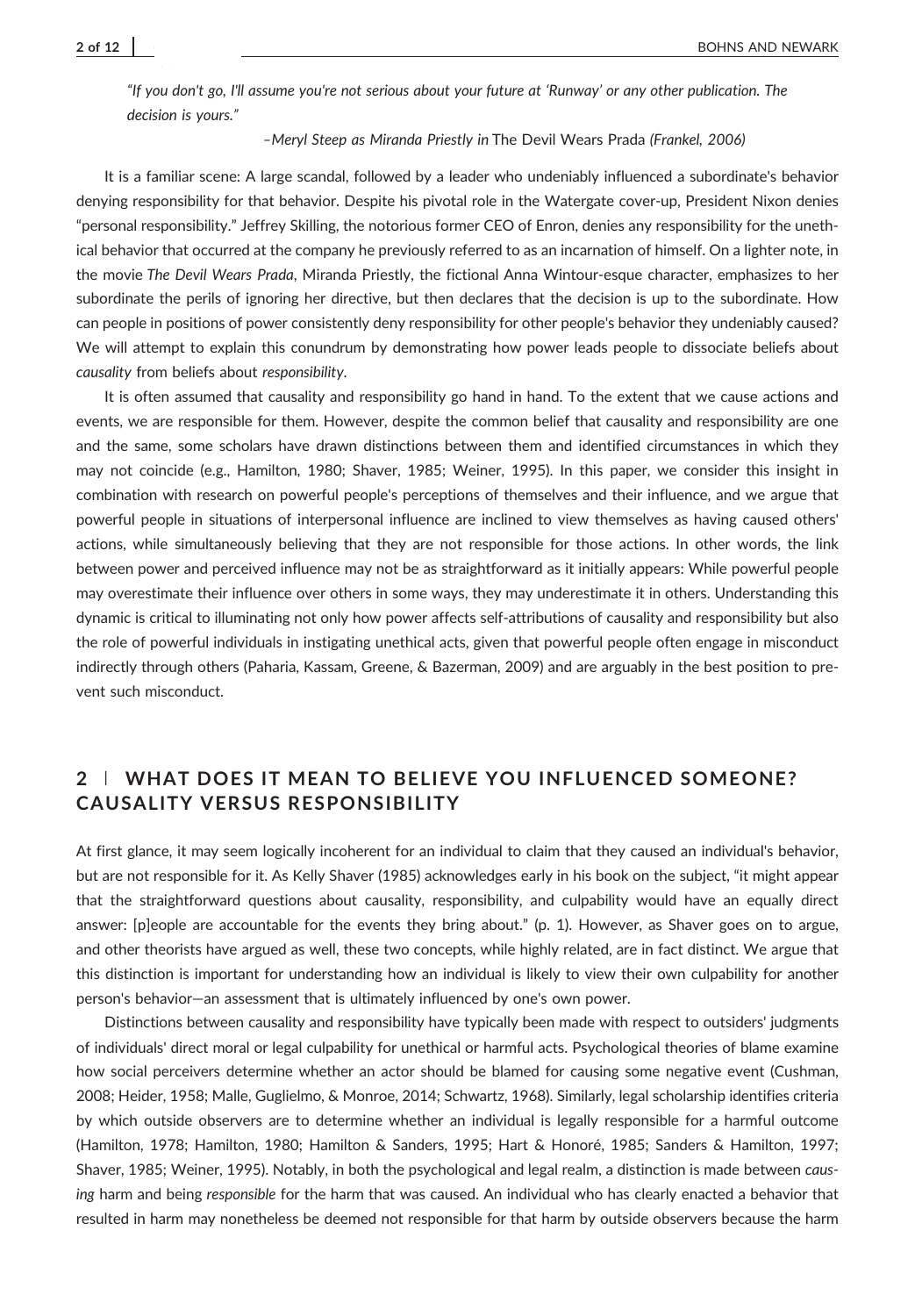*"If you don't go, I'll assume you're not serious about your future at 'Runway' or any other publication. The decision is yours."*

–*Meryl Steep as Miranda Priestly in* The Devil Wears Prada *(Frankel, 2006)*

It is a familiar scene: A large scandal, followed by a leader who undeniably influenced a subordinate's behavior denying responsibility for that behavior. Despite his pivotal role in the Watergate cover-up, President Nixon denies "personal responsibility." Jeffrey Skilling, the notorious former CEO of Enron, denies any responsibility for the unethical behavior that occurred at the company he previously referred to as an incarnation of himself. On a lighter note, in the movie *The Devil Wears Prada*, Miranda Priestly, the fictional Anna Wintour-esque character, emphasizes to her subordinate the perils of ignoring her directive, but then declares that the decision is up to the subordinate. How can people in positions of power consistently deny responsibility for other people's behavior they undeniably caused? We will attempt to explain this conundrum by demonstrating how power leads people to dissociate beliefs about *causality* from beliefs about *responsibility*.

It is often assumed that causality and responsibility go hand in hand. To the extent that we cause actions and events, we are responsible for them. However, despite the common belief that causality and responsibility are one and the same, some scholars have drawn distinctions between them and identified circumstances in which they may not coincide (e.g., Hamilton, 1980; Shaver, 1985; Weiner, 1995). In this paper, we consider this insight in combination with research on powerful people's perceptions of themselves and their influence, and we argue that powerful people in situations of interpersonal influence are inclined to view themselves as having caused others' actions, while simultaneously believing that they are not responsible for those actions. In other words, the link between power and perceived influence may not be as straightforward as it initially appears: While powerful people may overestimate their influence over others in some ways, they may underestimate it in others. Understanding this dynamic is critical to illuminating not only how power affects self-attributions of causality and responsibility but also the role of powerful individuals in instigating unethical acts, given that powerful people often engage in misconduct indirectly through others (Paharia, Kassam, Greene, & Bazerman, 2009) and are arguably in the best position to prevent such misconduct.

## 2 | WHAT DOES IT MEAN TO BELIEVE YOU INFLUENCED SOMEONE? CAUSALITY VERSUS RESPONSIBILITY

At first glance, it may seem logically incoherent for an individual to claim that they caused an individual's behavior, but are not responsible for it. As Kelly Shaver (1985) acknowledges early in his book on the subject, "it might appear that the straightforward questions about causality, responsibility, and culpability would have an equally direct answer: [p]eople are accountable for the events they bring about." (p. 1). However, as Shaver goes on to argue, and other theorists have argued as well, these two concepts, while highly related, are in fact distinct. We argue that this distinction is important for understanding how an individual is likely to view their own culpability for another person's behavior—an assessment that is ultimately influenced by one's own power.

Distinctions between causality and responsibility have typically been made with respect to outsiders' judgments of individuals' direct moral or legal culpability for unethical or harmful acts. Psychological theories of blame examine how social perceivers determine whether an actor should be blamed for causing some negative event (Cushman, 2008; Heider, 1958; Malle, Guglielmo, & Monroe, 2014; Schwartz, 1968). Similarly, legal scholarship identifies criteria by which outside observers are to determine whether an individual is legally responsible for a harmful outcome (Hamilton, 1978; Hamilton, 1980; Hamilton & Sanders, 1995; Hart & Honoré, 1985; Sanders & Hamilton, 1997; Shaver, 1985; Weiner, 1995). Notably, in both the psychological and legal realm, a distinction is made between *causing* harm and being *responsible* for the harm that was caused. An individual who has clearly enacted a behavior that resulted in harm may nonetheless be deemed not responsible for that harm by outside observers because the harm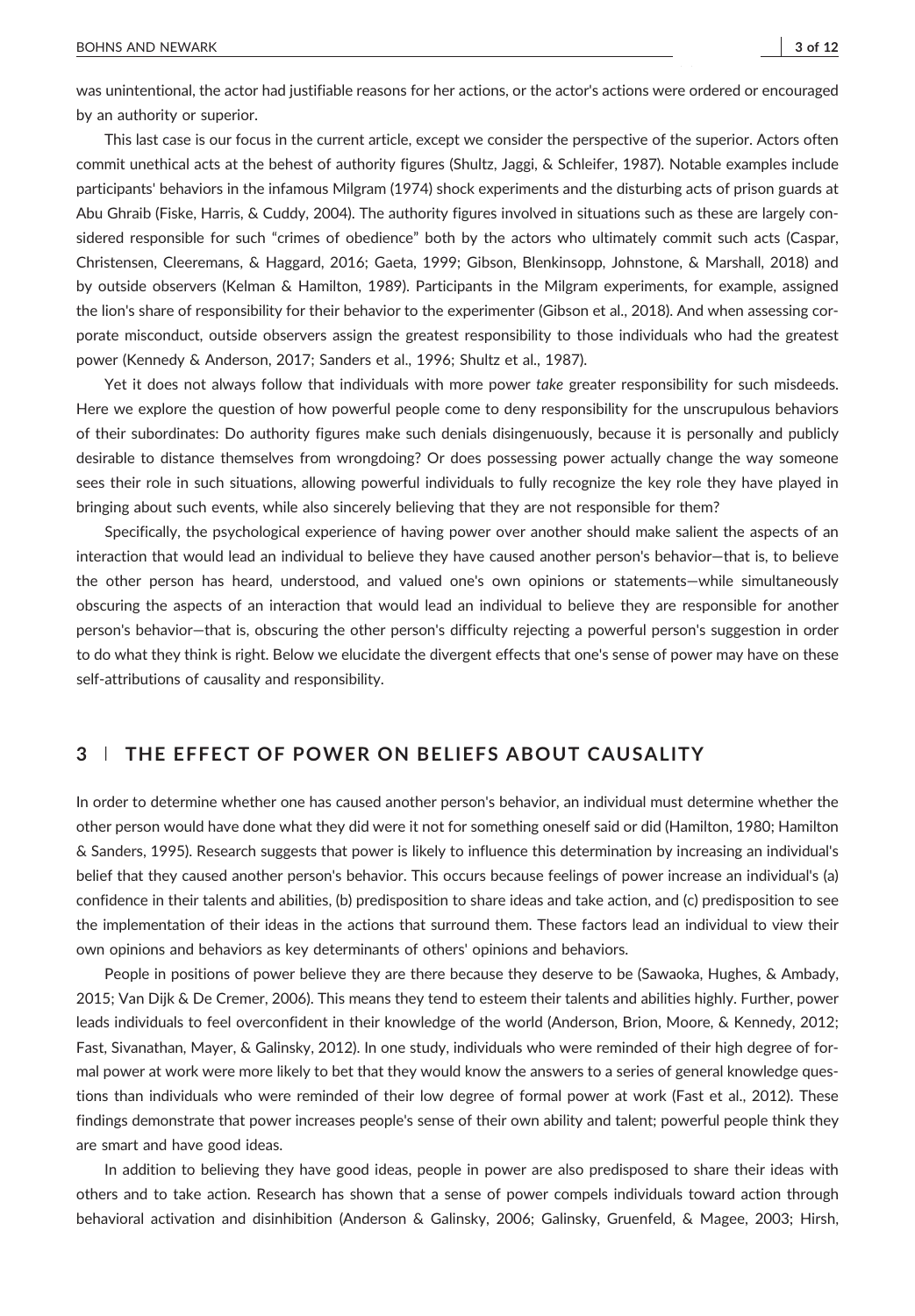was unintentional, the actor had justifiable reasons for her actions, or the actor's actions were ordered or encouraged by an authority or superior.

This last case is our focus in the current article, except we consider the perspective of the superior. Actors often commit unethical acts at the behest of authority figures (Shultz, Jaggi, & Schleifer, 1987). Notable examples include participants' behaviors in the infamous Milgram (1974) shock experiments and the disturbing acts of prison guards at Abu Ghraib (Fiske, Harris, & Cuddy, 2004). The authority figures involved in situations such as these are largely considered responsible for such "crimes of obedience" both by the actors who ultimately commit such acts (Caspar, Christensen, Cleeremans, & Haggard, 2016; Gaeta, 1999; Gibson, Blenkinsopp, Johnstone, & Marshall, 2018) and by outside observers (Kelman & Hamilton, 1989). Participants in the Milgram experiments, for example, assigned the lion's share of responsibility for their behavior to the experimenter (Gibson et al., 2018). And when assessing corporate misconduct, outside observers assign the greatest responsibility to those individuals who had the greatest power (Kennedy & Anderson, 2017; Sanders et al., 1996; Shultz et al., 1987).

Yet it does not always follow that individuals with more power *take* greater responsibility for such misdeeds. Here we explore the question of how powerful people come to deny responsibility for the unscrupulous behaviors of their subordinates: Do authority figures make such denials disingenuously, because it is personally and publicly desirable to distance themselves from wrongdoing? Or does possessing power actually change the way someone sees their role in such situations, allowing powerful individuals to fully recognize the key role they have played in bringing about such events, while also sincerely believing that they are not responsible for them?

Specifically, the psychological experience of having power over another should make salient the aspects of an interaction that would lead an individual to believe they have caused another person's behavior—that is, to believe the other person has heard, understood, and valued one's own opinions or statements—while simultaneously obscuring the aspects of an interaction that would lead an individual to believe they are responsible for another person's behavior—that is, obscuring the other person's difficulty rejecting a powerful person's suggestion in order to do what they think is right. Below we elucidate the divergent effects that one's sense of power may have on these self-attributions of causality and responsibility.

## 3 | THE EFFECT OF POWER ON BELIEFS ABOUT CAUSALITY

In order to determine whether one has caused another person's behavior, an individual must determine whether the other person would have done what they did were it not for something oneself said or did (Hamilton, 1980; Hamilton & Sanders, 1995). Research suggests that power is likely to influence this determination by increasing an individual's belief that they caused another person's behavior. This occurs because feelings of power increase an individual's (a) confidence in their talents and abilities, (b) predisposition to share ideas and take action, and (c) predisposition to see the implementation of their ideas in the actions that surround them. These factors lead an individual to view their own opinions and behaviors as key determinants of others' opinions and behaviors.

People in positions of power believe they are there because they deserve to be (Sawaoka, Hughes, & Ambady, 2015; Van Dijk & De Cremer, 2006). This means they tend to esteem their talents and abilities highly. Further, power leads individuals to feel overconfident in their knowledge of the world (Anderson, Brion, Moore, & Kennedy, 2012; Fast, Sivanathan, Mayer, & Galinsky, 2012). In one study, individuals who were reminded of their high degree of formal power at work were more likely to bet that they would know the answers to a series of general knowledge questions than individuals who were reminded of their low degree of formal power at work (Fast et al., 2012). These findings demonstrate that power increases people's sense of their own ability and talent; powerful people think they are smart and have good ideas.

In addition to believing they have good ideas, people in power are also predisposed to share their ideas with others and to take action. Research has shown that a sense of power compels individuals toward action through behavioral activation and disinhibition (Anderson & Galinsky, 2006; Galinsky, Gruenfeld, & Magee, 2003; Hirsh,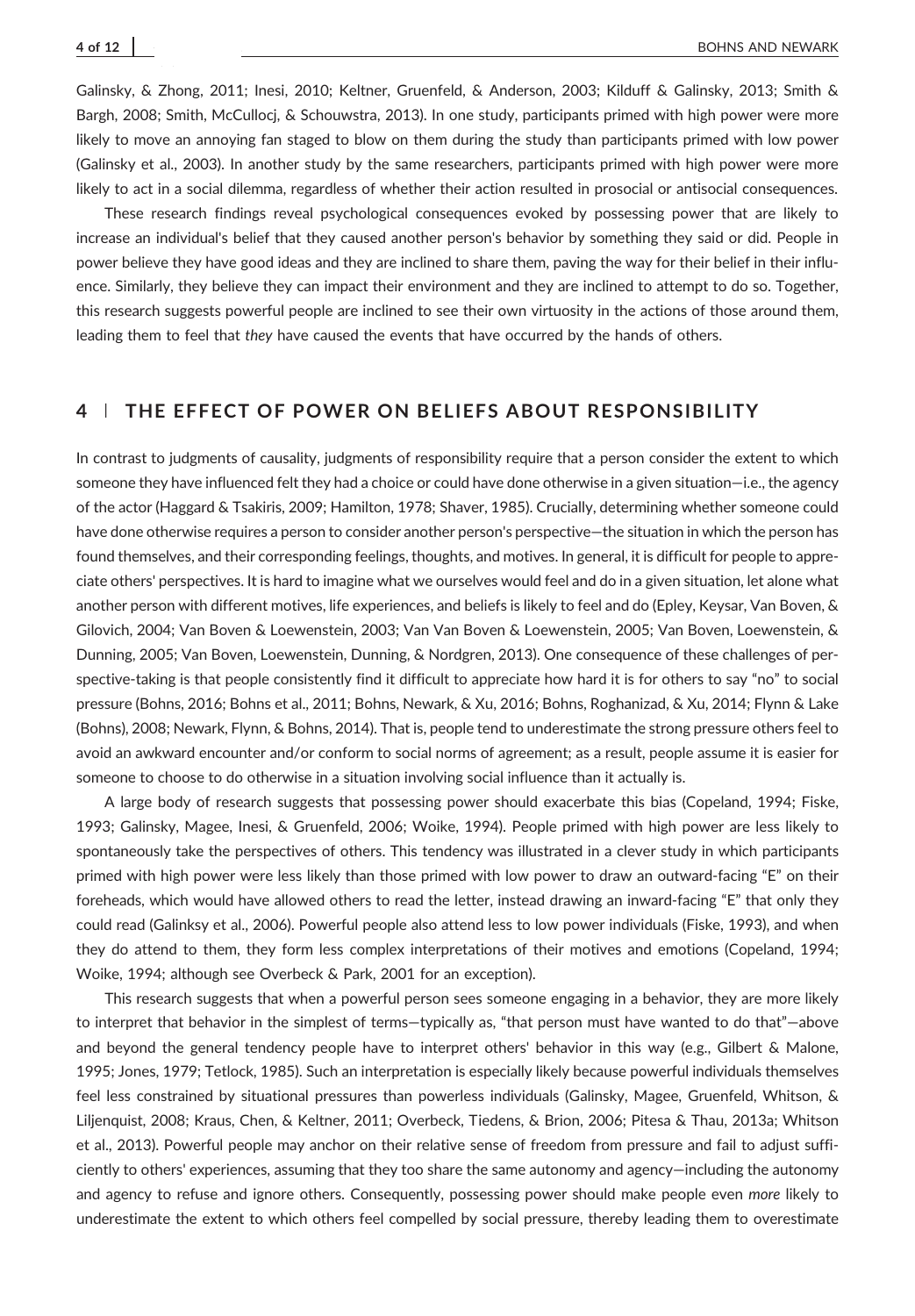Galinsky, & Zhong, 2011; Inesi, 2010; Keltner, Gruenfeld, & Anderson, 2003; Kilduff & Galinsky, 2013; Smith & Bargh, 2008; Smith, McCullocj, & Schouwstra, 2013). In one study, participants primed with high power were more likely to move an annoying fan staged to blow on them during the study than participants primed with low power (Galinsky et al., 2003). In another study by the same researchers, participants primed with high power were more likely to act in a social dilemma, regardless of whether their action resulted in prosocial or antisocial consequences.

These research findings reveal psychological consequences evoked by possessing power that are likely to increase an individual's belief that they caused another person's behavior by something they said or did. People in power believe they have good ideas and they are inclined to share them, paving the way for their belief in their influence. Similarly, they believe they can impact their environment and they are inclined to attempt to do so. Together, this research suggests powerful people are inclined to see their own virtuosity in the actions of those around them, leading them to feel that *they* have caused the events that have occurred by the hands of others.

## 4 | THE EFFECT OF POWER ON BELIEFS ABOUT RESPONSIBILITY

In contrast to judgments of causality, judgments of responsibility require that a person consider the extent to which someone they have influenced felt they had a choice or could have done otherwise in a given situation—i.e., the agency of the actor (Haggard & Tsakiris, 2009; Hamilton, 1978; Shaver, 1985). Crucially, determining whether someone could have done otherwise requires a person to consider another person's perspective—the situation in which the person has found themselves, and their corresponding feelings, thoughts, and motives. In general, it is difficult for people to appreciate others' perspectives. It is hard to imagine what we ourselves would feel and do in a given situation, let alone what another person with different motives, life experiences, and beliefs is likely to feel and do (Epley, Keysar, Van Boven, & Gilovich, 2004; Van Boven & Loewenstein, 2003; Van Van Boven & Loewenstein, 2005; Van Boven, Loewenstein, & Dunning, 2005; Van Boven, Loewenstein, Dunning, & Nordgren, 2013). One consequence of these challenges of perspective-taking is that people consistently find it difficult to appreciate how hard it is for others to say "no" to social pressure (Bohns, 2016; Bohns et al., 2011; Bohns, Newark, & Xu, 2016; Bohns, Roghanizad, & Xu, 2014; Flynn & Lake (Bohns), 2008; Newark, Flynn, & Bohns, 2014). That is, people tend to underestimate the strong pressure others feel to avoid an awkward encounter and/or conform to social norms of agreement; as a result, people assume it is easier for someone to choose to do otherwise in a situation involving social influence than it actually is.

A large body of research suggests that possessing power should exacerbate this bias (Copeland, 1994; Fiske, 1993; Galinsky, Magee, Inesi, & Gruenfeld, 2006; Woike, 1994). People primed with high power are less likely to spontaneously take the perspectives of others. This tendency was illustrated in a clever study in which participants primed with high power were less likely than those primed with low power to draw an outward-facing "E" on their foreheads, which would have allowed others to read the letter, instead drawing an inward-facing "E" that only they could read (Galinksy et al., 2006). Powerful people also attend less to low power individuals (Fiske, 1993), and when they do attend to them, they form less complex interpretations of their motives and emotions (Copeland, 1994; Woike, 1994; although see Overbeck & Park, 2001 for an exception).

This research suggests that when a powerful person sees someone engaging in a behavior, they are more likely to interpret that behavior in the simplest of terms—typically as, "that person must have wanted to do that"—above and beyond the general tendency people have to interpret others' behavior in this way (e.g., Gilbert & Malone, 1995; Jones, 1979; Tetlock, 1985). Such an interpretation is especially likely because powerful individuals themselves feel less constrained by situational pressures than powerless individuals (Galinsky, Magee, Gruenfeld, Whitson, & Liljenquist, 2008; Kraus, Chen, & Keltner, 2011; Overbeck, Tiedens, & Brion, 2006; Pitesa & Thau, 2013a; Whitson et al., 2013). Powerful people may anchor on their relative sense of freedom from pressure and fail to adjust sufficiently to others' experiences, assuming that they too share the same autonomy and agency—including the autonomy and agency to refuse and ignore others. Consequently, possessing power should make people even *more* likely to underestimate the extent to which others feel compelled by social pressure, thereby leading them to overestimate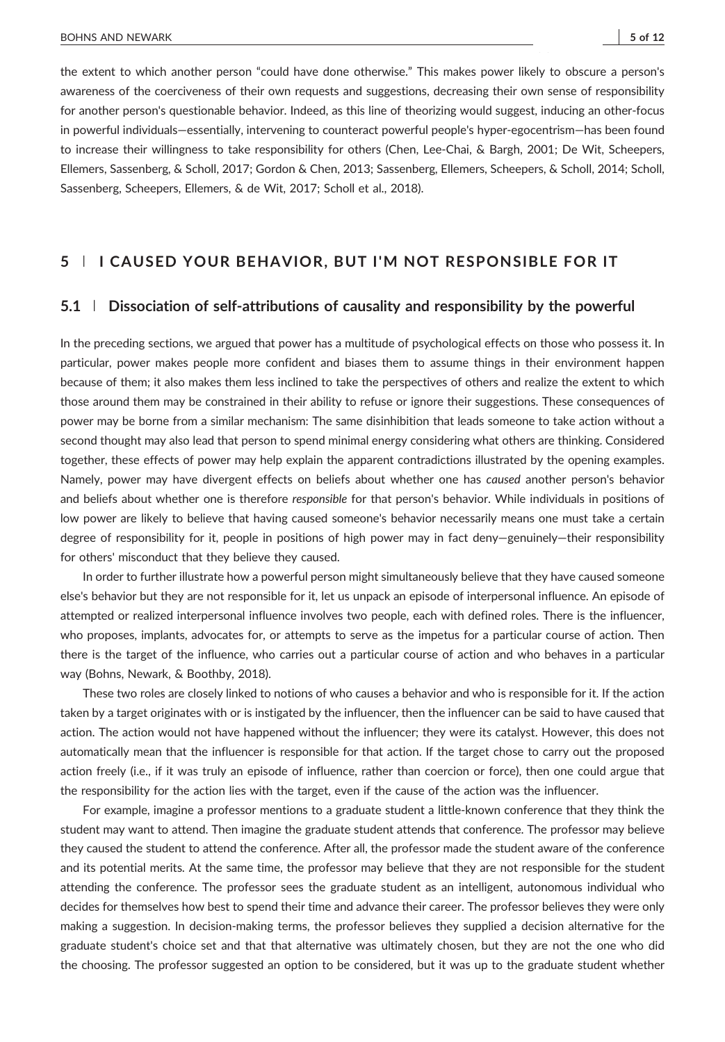the extent to which another person "could have done otherwise." This makes power likely to obscure a person's awareness of the coerciveness of their own requests and suggestions, decreasing their own sense of responsibility for another person's questionable behavior. Indeed, as this line of theorizing would suggest, inducing an other-focus in powerful individuals—essentially, intervening to counteract powerful people's hyper-egocentrism—has been found to increase their willingness to take responsibility for others (Chen, Lee-Chai, & Bargh, 2001; De Wit, Scheepers, Ellemers, Sassenberg, & Scholl, 2017; Gordon & Chen, 2013; Sassenberg, Ellemers, Scheepers, & Scholl, 2014; Scholl, Sassenberg, Scheepers, Ellemers, & de Wit, 2017; Scholl et al., 2018).

## 5 | I CAUSED YOUR BEHAVIOR, BUT I'M NOT RESPONSIBLE FOR IT

### 5.1 | Dissociation of self-attributions of causality and responsibility by the powerful

In the preceding sections, we argued that power has a multitude of psychological effects on those who possess it. In particular, power makes people more confident and biases them to assume things in their environment happen because of them; it also makes them less inclined to take the perspectives of others and realize the extent to which those around them may be constrained in their ability to refuse or ignore their suggestions. These consequences of power may be borne from a similar mechanism: The same disinhibition that leads someone to take action without a second thought may also lead that person to spend minimal energy considering what others are thinking. Considered together, these effects of power may help explain the apparent contradictions illustrated by the opening examples. Namely, power may have divergent effects on beliefs about whether one has *caused* another person's behavior and beliefs about whether one is therefore *responsible* for that person's behavior. While individuals in positions of low power are likely to believe that having caused someone's behavior necessarily means one must take a certain degree of responsibility for it, people in positions of high power may in fact deny—genuinely—their responsibility for others' misconduct that they believe they caused.

In order to further illustrate how a powerful person might simultaneously believe that they have caused someone else's behavior but they are not responsible for it, let us unpack an episode of interpersonal influence. An episode of attempted or realized interpersonal influence involves two people, each with defined roles. There is the influencer, who proposes, implants, advocates for, or attempts to serve as the impetus for a particular course of action. Then there is the target of the influence, who carries out a particular course of action and who behaves in a particular way (Bohns, Newark, & Boothby, 2018).

These two roles are closely linked to notions of who causes a behavior and who is responsible for it. If the action taken by a target originates with or is instigated by the influencer, then the influencer can be said to have caused that action. The action would not have happened without the influencer; they were its catalyst. However, this does not automatically mean that the influencer is responsible for that action. If the target chose to carry out the proposed action freely (i.e., if it was truly an episode of influence, rather than coercion or force), then one could argue that the responsibility for the action lies with the target, even if the cause of the action was the influencer.

For example, imagine a professor mentions to a graduate student a little-known conference that they think the student may want to attend. Then imagine the graduate student attends that conference. The professor may believe they caused the student to attend the conference. After all, the professor made the student aware of the conference and its potential merits. At the same time, the professor may believe that they are not responsible for the student attending the conference. The professor sees the graduate student as an intelligent, autonomous individual who decides for themselves how best to spend their time and advance their career. The professor believes they were only making a suggestion. In decision-making terms, the professor believes they supplied a decision alternative for the graduate student's choice set and that that alternative was ultimately chosen, but they are not the one who did the choosing. The professor suggested an option to be considered, but it was up to the graduate student whether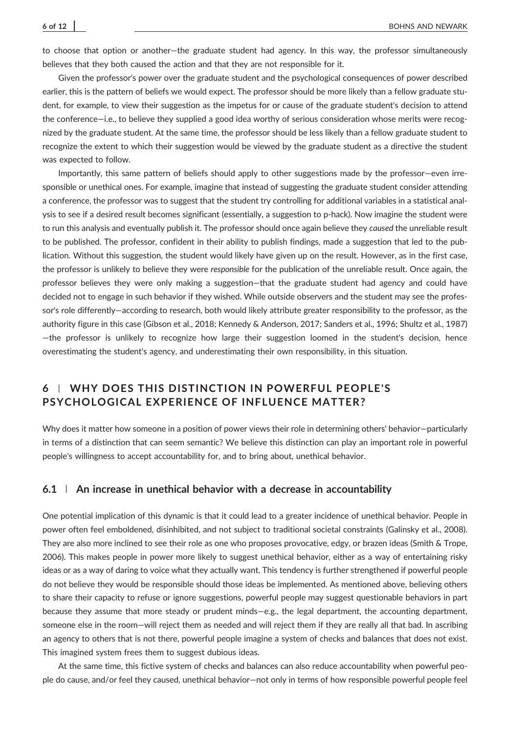to choose that option or another—the graduate student had agency. In this way, the professor simultaneously believes that they both caused the action and that they are not responsible for it.

Given the professor's power over the graduate student and the psychological consequences of power described earlier, this is the pattern of beliefs we would expect. The professor should be more likely than a fellow graduate student, for example, to view their suggestion as the impetus for or cause of the graduate student's decision to attend the conference—i.e., to believe they supplied a good idea worthy of serious consideration whose merits were recognized by the graduate student. At the same time, the professor should be less likely than a fellow graduate student to recognize the extent to which their suggestion would be viewed by the graduate student as a directive the student was expected to follow.

Importantly, this same pattern of beliefs should apply to other suggestions made by the professor—even irresponsible or unethical ones. For example, imagine that instead of suggesting the graduate student consider attending a conference, the professor was to suggest that the student try controlling for additional variables in a statistical analysis to see if a desired result becomes significant (essentially, a suggestion to p-hack). Now imagine the student were to run this analysis and eventually publish it. The professor should once again believe they *caused* the unreliable result to be published. The professor, confident in their ability to publish findings, made a suggestion that led to the publication. Without this suggestion, the student would likely have given up on the result. However, as in the first case, the professor is unlikely to believe they were *responsible* for the publication of the unreliable result. Once again, the professor believes they were only making a suggestion—that the graduate student had agency and could have decided not to engage in such behavior if they wished. While outside observers and the student may see the professor's role differently—according to research, both would likely attribute greater responsibility to the professor, as the authority figure in this case (Gibson et al., 2018; Kennedy & Anderson, 2017; Sanders et al., 1996; Shultz et al., 1987)—the professor is unlikely to recognize how large their suggestion loomed in the student's decision, hence overestimating the student's agency, and underestimating their own responsibility, in this situation.

## 6 | WHY DOES THIS DISTINCTION IN POWERFUL PEOPLE'S PSYCHOLOGICAL EXPERIENCE OF INFLUENCE MATTER?

Why does it matter how someone in a position of power views their role in determining others' behavior—particularly in terms of a distinction that can seem semantic? We believe this distinction can play an important role in powerful people's willingness to accept accountability for, and to bring about, unethical behavior.

### 6.1 | An increase in unethical behavior with a decrease in accountability

One potential implication of this dynamic is that it could lead to a greater incidence of unethical behavior. People in power often feel emboldened, disinhibited, and not subject to traditional societal constraints (Galinsky et al., 2008). They are also more inclined to see their role as one who proposes provocative, edgy, or brazen ideas (Smith & Trope, 2006). This makes people in power more likely to suggest unethical behavior, either as a way of entertaining risky ideas or as a way of daring to voice what they actually want. This tendency is further strengthened if powerful people do not believe they would be responsible should those ideas be implemented. As mentioned above, believing others to share their capacity to refuse or ignore suggestions, powerful people may suggest questionable behaviors in part because they assume that more steady or prudent minds—e.g., the legal department, the accounting department, someone else in the room—will reject them as needed and will reject them if they are really all that bad. In ascribing an agency to others that is not there, powerful people imagine a system of checks and balances that does not exist. This imagined system frees them to suggest dubious ideas.

At the same time, this fictive system of checks and balances can also reduce accountability when powerful people do cause, and/or feel they caused, unethical behavior—not only in terms of how responsible powerful people feel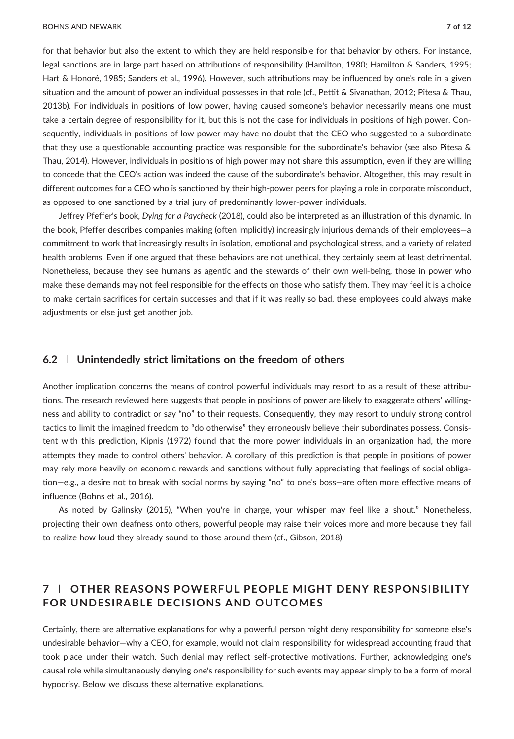for that behavior but also the extent to which they are held responsible for that behavior by others. For instance, legal sanctions are in large part based on attributions of responsibility (Hamilton, 1980; Hamilton & Sanders, 1995; Hart & Honoré, 1985; Sanders et al., 1996). However, such attributions may be influenced by one's role in a given situation and the amount of power an individual possesses in that role (cf., Pettit & Sivanathan, 2012; Pitesa & Thau, 2013b). For individuals in positions of low power, having caused someone's behavior necessarily means one must take a certain degree of responsibility for it, but this is not the case for individuals in positions of high power. Consequently, individuals in positions of low power may have no doubt that the CEO who suggested to a subordinate that they use a questionable accounting practice was responsible for the subordinate's behavior (see also Pitesa & Thau, 2014). However, individuals in positions of high power may not share this assumption, even if they are willing to concede that the CEO's action was indeed the cause of the subordinate's behavior. Altogether, this may result in different outcomes for a CEO who is sanctioned by their high-power peers for playing a role in corporate misconduct, as opposed to one sanctioned by a trial jury of predominantly lower-power individuals.

Jeffrey Pfeffer's book, *Dying for a Paycheck* (2018), could also be interpreted as an illustration of this dynamic. In the book, Pfeffer describes companies making (often implicitly) increasingly injurious demands of their employees—a commitment to work that increasingly results in isolation, emotional and psychological stress, and a variety of related health problems. Even if one argued that these behaviors are not unethical, they certainly seem at least detrimental. Nonetheless, because they see humans as agentic and the stewards of their own well-being, those in power who make these demands may not feel responsible for the effects on those who satisfy them. They may feel it is a choice to make certain sacrifices for certain successes and that if it was really so bad, these employees could always make adjustments or else just get another job.

### 6.2 | Unintendedly strict limitations on the freedom of others

Another implication concerns the means of control powerful individuals may resort to as a result of these attributions. The research reviewed here suggests that people in positions of power are likely to exaggerate others' willingness and ability to contradict or say "no" to their requests. Consequently, they may resort to unduly strong control tactics to limit the imagined freedom to "do otherwise" they erroneously believe their subordinates possess. Consistent with this prediction, Kipnis (1972) found that the more power individuals in an organization had, the more attempts they made to control others' behavior. A corollary of this prediction is that people in positions of power may rely more heavily on economic rewards and sanctions without fully appreciating that feelings of social obligation—e.g., a desire not to break with social norms by saying "no" to one's boss—are often more effective means of influence (Bohns et al., 2016).

As noted by Galinsky (2015), "When you're in charge, your whisper may feel like a shout." Nonetheless, projecting their own deafness onto others, powerful people may raise their voices more and more because they fail to realize how loud they already sound to those around them (cf., Gibson, 2018).

## 7 | OTHER REASONS POWERFUL PEOPLE MIGHT DENY RESPONSIBILITY FOR UNDESIRABLE DECISIONS AND OUTCOMES

Certainly, there are alternative explanations for why a powerful person might deny responsibility for someone else's undesirable behavior—why a CEO, for example, would not claim responsibility for widespread accounting fraud that took place under their watch. Such denial may reflect self-protective motivations. Further, acknowledging one's causal role while simultaneously denying one's responsibility for such events may appear simply to be a form of moral hypocrisy. Below we discuss these alternative explanations.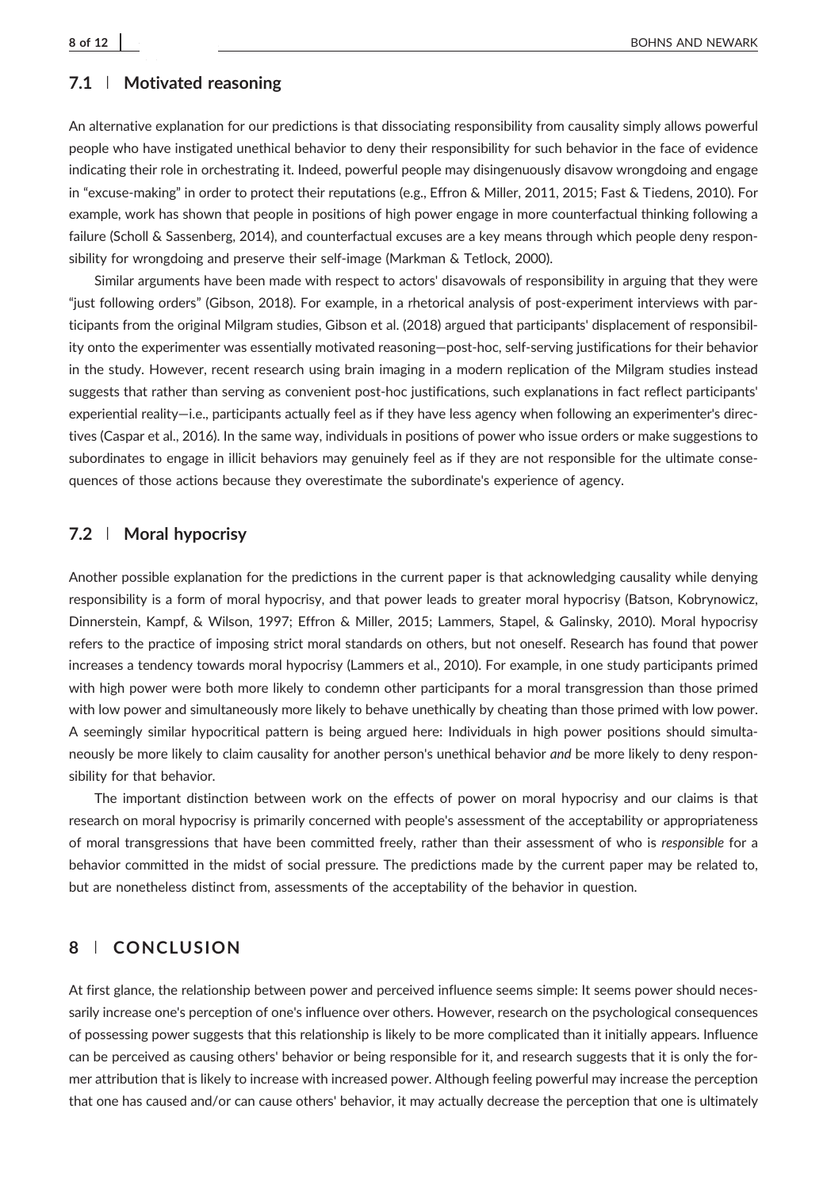### 7.1 | Motivated reasoning

An alternative explanation for our predictions is that dissociating responsibility from causality simply allows powerful people who have instigated unethical behavior to deny their responsibility for such behavior in the face of evidence indicating their role in orchestrating it. Indeed, powerful people may disingenuously disavow wrongdoing and engage in "excuse-making" in order to protect their reputations (e.g., Effron & Miller, 2011, 2015; Fast & Tiedens, 2010). For example, work has shown that people in positions of high power engage in more counterfactual thinking following a failure (Scholl & Sassenberg, 2014), and counterfactual excuses are a key means through which people deny responsibility for wrongdoing and preserve their self-image (Markman & Tetlock, 2000).

Similar arguments have been made with respect to actors' disavowals of responsibility in arguing that they were "just following orders" (Gibson, 2018). For example, in a rhetorical analysis of post-experiment interviews with participants from the original Milgram studies, Gibson et al. (2018) argued that participants' displacement of responsibility onto the experimenter was essentially motivated reasoning—post-hoc, self-serving justifications for their behavior in the study. However, recent research using brain imaging in a modern replication of the Milgram studies instead suggests that rather than serving as convenient post-hoc justifications, such explanations in fact reflect participants' experiential reality—i.e., participants actually feel as if they have less agency when following an experimenter's directives (Caspar et al., 2016). In the same way, individuals in positions of power who issue orders or make suggestions to subordinates to engage in illicit behaviors may genuinely feel as if they are not responsible for the ultimate consequences of those actions because they overestimate the subordinate's experience of agency.

### 7.2 | Moral hypocrisy

Another possible explanation for the predictions in the current paper is that acknowledging causality while denying responsibility is a form of moral hypocrisy, and that power leads to greater moral hypocrisy (Batson, Kobrynowicz, Dinnerstein, Kampf, & Wilson, 1997; Effron & Miller, 2015; Lammers, Stapel, & Galinsky, 2010). Moral hypocrisy refers to the practice of imposing strict moral standards on others, but not oneself. Research has found that power increases a tendency towards moral hypocrisy (Lammers et al., 2010). For example, in one study participants primed with high power were both more likely to condemn other participants for a moral transgression than those primed with low power and simultaneously more likely to behave unethically by cheating than those primed with low power. A seemingly similar hypocritical pattern is being argued here: Individuals in high power positions should simultaneously be more likely to claim causality for another person's unethical behavior *and* be more likely to deny responsibility for that behavior.

The important distinction between work on the effects of power on moral hypocrisy and our claims is that research on moral hypocrisy is primarily concerned with people's assessment of the acceptability or appropriateness of moral transgressions that have been committed freely, rather than their assessment of who is *responsible* for a behavior committed in the midst of social pressure. The predictions made by the current paper may be related to, but are nonetheless distinct from, assessments of the acceptability of the behavior in question.

## 8 | CONCLUSION

At first glance, the relationship between power and perceived influence seems simple: It seems power should necessarily increase one's perception of one's influence over others. However, research on the psychological consequences of possessing power suggests that this relationship is likely to be more complicated than it initially appears. Influence can be perceived as causing others' behavior or being responsible for it, and research suggests that it is only the former attribution that is likely to increase with increased power. Although feeling powerful may increase the perception that one has caused and/or can cause others' behavior, it may actually decrease the perception that one is ultimately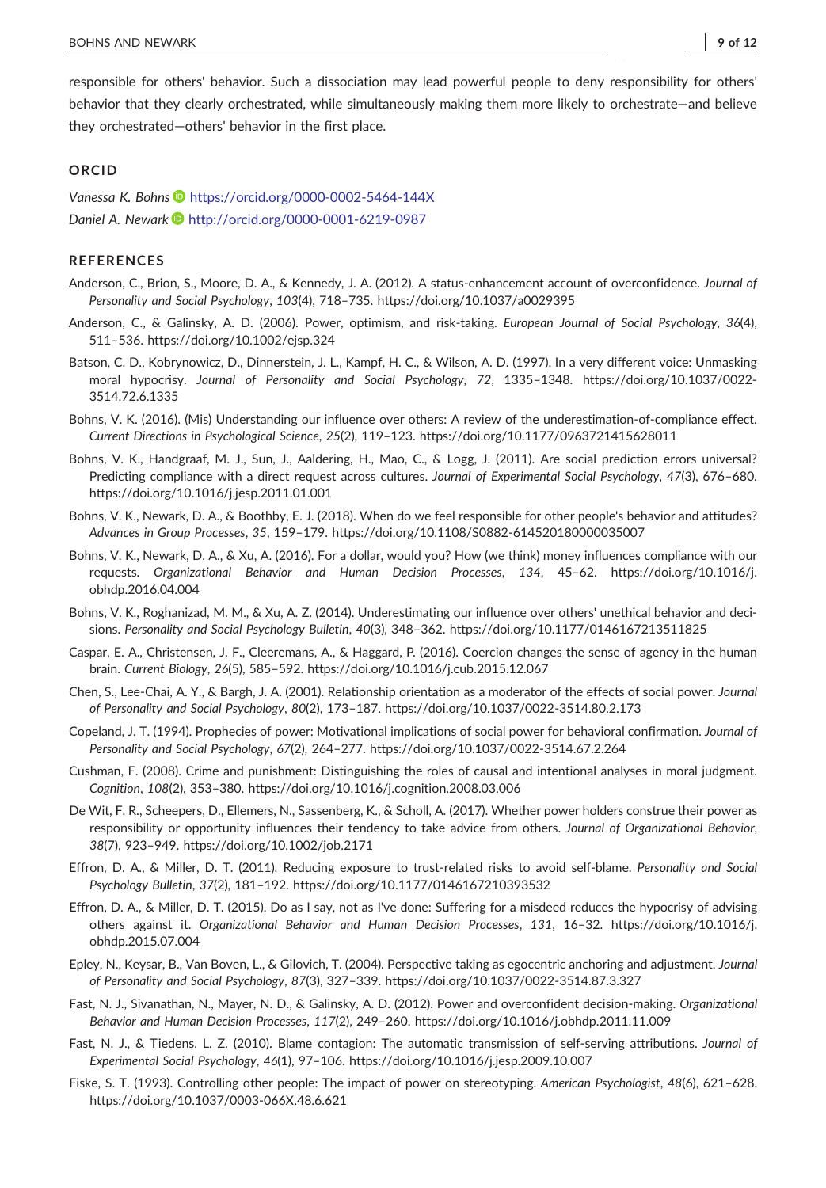responsible for others' behavior. Such a dissociation may lead powerful people to deny responsibility for others' behavior that they clearly orchestrated, while simultaneously making them more likely to orchestrate—and believe they orchestrated—others' behavior in the first place.

## ORCID

*Vanessa K. Bohns* https://orcid.org/0000-0002-5464-144X
*Daniel A. Newark* http://orcid.org/0000-0001-6219-0987

## REFERENCES

Anderson, C., Brion, S., Moore, D. A., & Kennedy, J. A. (2012). A status-enhancement account of overconfidence. *Journal of Personality and Social Psychology*, *103*(4), 718–735. https://doi.org/10.1037/a0029395

Anderson, C., & Galinsky, A. D. (2006). Power, optimism, and risk-taking. *European Journal of Social Psychology*, *36*(4), 511–536. https://doi.org/10.1002/ejsp.324

Batson, C. D., Kobrynowicz, D., Dinnerstein, J. L., Kampf, H. C., & Wilson, A. D. (1997). In a very different voice: Unmasking moral hypocrisy. *Journal of Personality and Social Psychology*, *72*, 1335–1348. https://doi.org/10.1037/0022-3514.72.6.1335

Bohns, V. K. (2016). (Mis) Understanding our influence over others: A review of the underestimation-of-compliance effect. *Current Directions in Psychological Science*, *25*(2), 119–123. https://doi.org/10.1177/0963721415628011

Bohns, V. K., Handgraaf, M. J., Sun, J., Aaldering, H., Mao, C., & Logg, J. (2011). Are social prediction errors universal? Predicting compliance with a direct request across cultures. *Journal of Experimental Social Psychology*, *47*(3), 676–680. https://doi.org/10.1016/j.jesp.2011.01.001

Bohns, V. K., Newark, D. A., & Boothby, E. J. (2018). When do we feel responsible for other people's behavior and attitudes? *Advances in Group Processes*, *35*, 159–179. https://doi.org/10.1108/S0882-614520180000035007

Bohns, V. K., Newark, D. A., & Xu, A. (2016). For a dollar, would you? How (we think) money influences compliance with our requests. *Organizational Behavior and Human Decision Processes*, *134*, 45–62. https://doi.org/10.1016/j.obhdp.2016.04.004

Bohns, V. K., Roghanizad, M. M., & Xu, A. Z. (2014). Underestimating our influence over others' unethical behavior and decisions. *Personality and Social Psychology Bulletin*, *40*(3), 348–362. https://doi.org/10.1177/0146167213511825

Caspar, E. A., Christensen, J. F., Cleeremans, A., & Haggard, P. (2016). Coercion changes the sense of agency in the human brain. *Current Biology*, *26*(5), 585–592. https://doi.org/10.1016/j.cub.2015.12.067

Chen, S., Lee-Chai, A. Y., & Bargh, J. A. (2001). Relationship orientation as a moderator of the effects of social power. *Journal of Personality and Social Psychology*, *80*(2), 173–187. https://doi.org/10.1037/0022-3514.80.2.173

Copeland, J. T. (1994). Prophecies of power: Motivational implications of social power for behavioral confirmation. *Journal of Personality and Social Psychology*, *67*(2), 264–277. https://doi.org/10.1037/0022-3514.67.2.264

Cushman, F. (2008). Crime and punishment: Distinguishing the roles of causal and intentional analyses in moral judgment. *Cognition*, *108*(2), 353–380. https://doi.org/10.1016/j.cognition.2008.03.006

De Wit, F. R., Scheepers, D., Ellemers, N., Sassenberg, K., & Scholl, A. (2017). Whether power holders construe their power as responsibility or opportunity influences their tendency to take advice from others. *Journal of Organizational Behavior*, *38*(7), 923–949. https://doi.org/10.1002/job.2171

Effron, D. A., & Miller, D. T. (2011). Reducing exposure to trust-related risks to avoid self-blame. *Personality and Social Psychology Bulletin*, *37*(2), 181–192. https://doi.org/10.1177/0146167210393532

Effron, D. A., & Miller, D. T. (2015). Do as I say, not as I've done: Suffering for a misdeed reduces the hypocrisy of advising others against it. *Organizational Behavior and Human Decision Processes*, *131*, 16–32. https://doi.org/10.1016/j.obhdp.2015.07.004

Epley, N., Keysar, B., Van Boven, L., & Gilovich, T. (2004). Perspective taking as egocentric anchoring and adjustment. *Journal of Personality and Social Psychology*, *87*(3), 327–339. https://doi.org/10.1037/0022-3514.87.3.327

Fast, N. J., Sivanathan, N., Mayer, N. D., & Galinsky, A. D. (2012). Power and overconfident decision-making. *Organizational Behavior and Human Decision Processes*, *117*(2), 249–260. https://doi.org/10.1016/j.obhdp.2011.11.009

Fast, N. J., & Tiedens, L. Z. (2010). Blame contagion: The automatic transmission of self-serving attributions. *Journal of Experimental Social Psychology*, *46*(1), 97–106. https://doi.org/10.1016/j.jesp.2009.10.007

Fiske, S. T. (1993). Controlling other people: The impact of power on stereotyping. *American Psychologist*, *48*(6), 621–628. https://doi.org/10.1037/0003-066X.48.6.621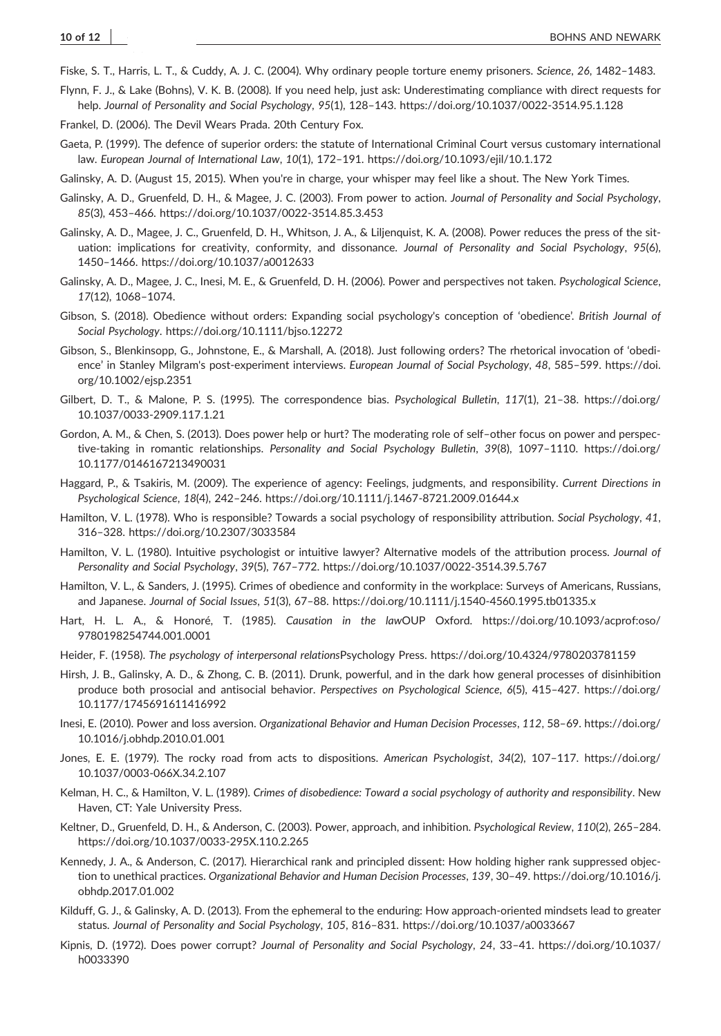Fiske, S. T., Harris, L. T., & Cuddy, A. J. C. (2004). Why ordinary people torture enemy prisoners. *Science*, *26*, 1482–1483.

Flynn, F. J., & Lake (Bohns), V. K. B. (2008). If you need help, just ask: Underestimating compliance with direct requests for help. *Journal of Personality and Social Psychology*, *95*(1), 128–143. https://doi.org/10.1037/0022-3514.95.1.128

Frankel, D. (2006). The Devil Wears Prada. 20th Century Fox.

Gaeta, P. (1999). The defence of superior orders: the statute of International Criminal Court versus customary international law. *European Journal of International Law*, *10*(1), 172–191. https://doi.org/10.1093/ejil/10.1.172

Galinsky, A. D. (August 15, 2015). When you're in charge, your whisper may feel like a shout. The New York Times.

Galinsky, A. D., Gruenfeld, D. H., & Magee, J. C. (2003). From power to action. *Journal of Personality and Social Psychology*, *85*(3), 453–466. https://doi.org/10.1037/0022-3514.85.3.453

Galinsky, A. D., Magee, J. C., Gruenfeld, D. H., Whitson, J. A., & Liljenquist, K. A. (2008). Power reduces the press of the situation: implications for creativity, conformity, and dissonance. *Journal of Personality and Social Psychology*, *95*(6), 1450–1466. https://doi.org/10.1037/a0012633

Galinsky, A. D., Magee, J. C., Inesi, M. E., & Gruenfeld, D. H. (2006). Power and perspectives not taken. *Psychological Science*, *17*(12), 1068–1074.

Gibson, S. (2018). Obedience without orders: Expanding social psychology's conception of 'obedience'. *British Journal of Social Psychology*. https://doi.org/10.1111/bjso.12272

Gibson, S., Blenkinsopp, G., Johnstone, E., & Marshall, A. (2018). Just following orders? The rhetorical invocation of 'obedience' in Stanley Milgram's post-experiment interviews. *European Journal of Social Psychology*, *48*, 585–599. https://doi.org/10.1002/ejsp.2351

Gilbert, D. T., & Malone, P. S. (1995). The correspondence bias. *Psychological Bulletin*, *117*(1), 21–38. https://doi.org/10.1037/0033-2909.117.1.21

Gordon, A. M., & Chen, S. (2013). Does power help or hurt? The moderating role of self–other focus on power and perspective-taking in romantic relationships. *Personality and Social Psychology Bulletin*, *39*(8), 1097–1110. https://doi.org/10.1177/0146167213490031

Haggard, P., & Tsakiris, M. (2009). The experience of agency: Feelings, judgments, and responsibility. *Current Directions in Psychological Science*, *18*(4), 242–246. https://doi.org/10.1111/j.1467-8721.2009.01644.x

Hamilton, V. L. (1978). Who is responsible? Towards a social psychology of responsibility attribution. *Social Psychology*, *41*, 316–328. https://doi.org/10.2307/3033584

Hamilton, V. L. (1980). Intuitive psychologist or intuitive lawyer? Alternative models of the attribution process. *Journal of Personality and Social Psychology*, *39*(5), 767–772. https://doi.org/10.1037/0022-3514.39.5.767

Hamilton, V. L., & Sanders, J. (1995). Crimes of obedience and conformity in the workplace: Surveys of Americans, Russians, and Japanese. *Journal of Social Issues*, *51*(3), 67–88. https://doi.org/10.1111/j.1540-4560.1995.tb01335.x

Hart, H. L. A., & Honoré, T. (1985). *Causation in the law*OUP Oxford. https://doi.org/10.1093/acprof:oso/9780198254744.001.0001

Heider, F. (1958). *The psychology of interpersonal relations*Psychology Press. https://doi.org/10.4324/9780203781159

Hirsh, J. B., Galinsky, A. D., & Zhong, C. B. (2011). Drunk, powerful, and in the dark how general processes of disinhibition produce both prosocial and antisocial behavior. *Perspectives on Psychological Science*, *6*(5), 415–427. https://doi.org/10.1177/1745691611416992

Inesi, E. (2010). Power and loss aversion. *Organizational Behavior and Human Decision Processes*, *112*, 58–69. https://doi.org/10.1016/j.obhdp.2010.01.001

Jones, E. E. (1979). The rocky road from acts to dispositions. *American Psychologist*, *34*(2), 107–117. https://doi.org/10.1037/0003-066X.34.2.107

Kelman, H. C., & Hamilton, V. L. (1989). *Crimes of disobedience: Toward a social psychology of authority and responsibility*. New Haven, CT: Yale University Press.

Keltner, D., Gruenfeld, D. H., & Anderson, C. (2003). Power, approach, and inhibition. *Psychological Review*, *110*(2), 265–284. https://doi.org/10.1037/0033-295X.110.2.265

Kennedy, J. A., & Anderson, C. (2017). Hierarchical rank and principled dissent: How holding higher rank suppressed objection to unethical practices. *Organizational Behavior and Human Decision Processes*, *139*, 30–49. https://doi.org/10.1016/j.obhdp.2017.01.002

Kilduff, G. J., & Galinsky, A. D. (2013). From the ephemeral to the enduring: How approach-oriented mindsets lead to greater status. *Journal of Personality and Social Psychology*, *105*, 816–831. https://doi.org/10.1037/a0033667

Kipnis, D. (1972). Does power corrupt? *Journal of Personality and Social Psychology*, *24*, 33–41. https://doi.org/10.1037/h0033390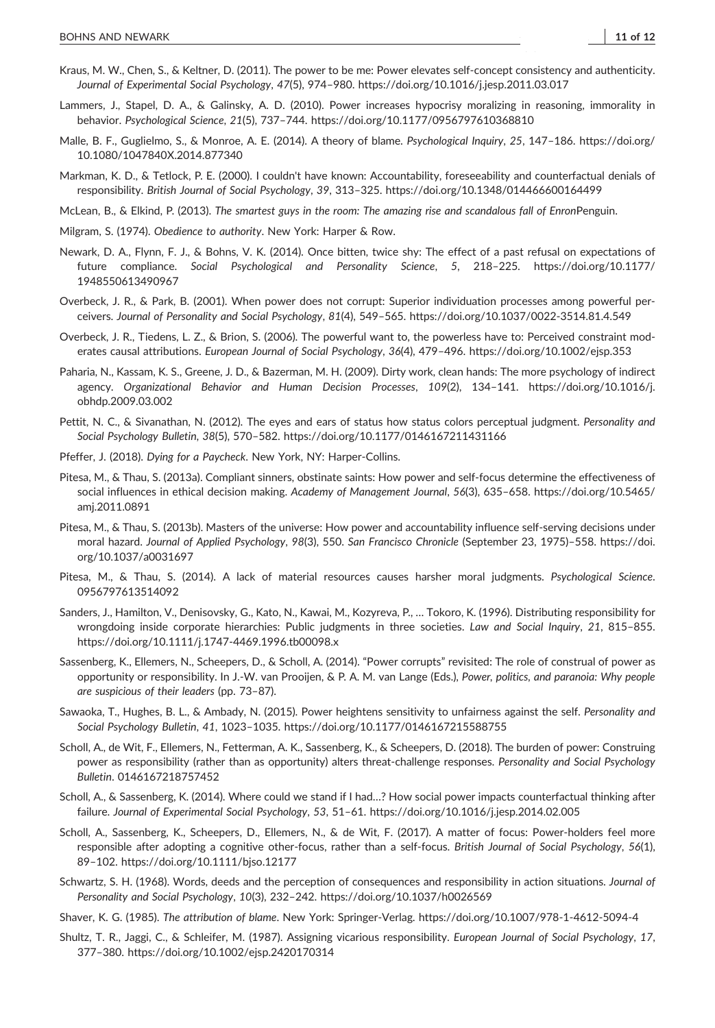Kraus, M. W., Chen, S., & Keltner, D. (2011). The power to be me: Power elevates self-concept consistency and authenticity. *Journal of Experimental Social Psychology*, *47*(5), 974–980. https://doi.org/10.1016/j.jesp.2011.03.017

Lammers, J., Stapel, D. A., & Galinsky, A. D. (2010). Power increases hypocrisy moralizing in reasoning, immorality in behavior. *Psychological Science*, *21*(5), 737–744. https://doi.org/10.1177/0956797610368810

Malle, B. F., Guglielmo, S., & Monroe, A. E. (2014). A theory of blame. *Psychological Inquiry*, *25*, 147–186. https://doi.org/10.1080/1047840X.2014.877340

Markman, K. D., & Tetlock, P. E. (2000). I couldn't have known: Accountability, foreseeability and counterfactual denials of responsibility. *British Journal of Social Psychology*, *39*, 313–325. https://doi.org/10.1348/014466600164499

McLean, B., & Elkind, P. (2013). *The smartest guys in the room: The amazing rise and scandalous fall of Enron*Penguin.

Milgram, S. (1974). *Obedience to authority*. New York: Harper & Row.

Newark, D. A., Flynn, F. J., & Bohns, V. K. (2014). Once bitten, twice shy: The effect of a past refusal on expectations of future compliance. *Social Psychological and Personality Science*, *5*, 218–225. https://doi.org/10.1177/1948550613490967

Overbeck, J. R., & Park, B. (2001). When power does not corrupt: Superior individuation processes among powerful perceivers. *Journal of Personality and Social Psychology*, *81*(4), 549–565. https://doi.org/10.1037/0022-3514.81.4.549

Overbeck, J. R., Tiedens, L. Z., & Brion, S. (2006). The powerful want to, the powerless have to: Perceived constraint moderates causal attributions. *European Journal of Social Psychology*, *36*(4), 479–496. https://doi.org/10.1002/ejsp.353

Paharia, N., Kassam, K. S., Greene, J. D., & Bazerman, M. H. (2009). Dirty work, clean hands: The more psychology of indirect agency. *Organizational Behavior and Human Decision Processes*, *109*(2), 134–141. https://doi.org/10.1016/j.obhdp.2009.03.002

Pettit, N. C., & Sivanathan, N. (2012). The eyes and ears of status how status colors perceptual judgment. *Personality and Social Psychology Bulletin*, *38*(5), 570–582. https://doi.org/10.1177/0146167211431166

Pfeffer, J. (2018). *Dying for a Paycheck*. New York, NY: Harper-Collins.

Pitesa, M., & Thau, S. (2013a). Compliant sinners, obstinate saints: How power and self-focus determine the effectiveness of social influences in ethical decision making. *Academy of Management Journal*, *56*(3), 635–658. https://doi.org/10.5465/amj.2011.0891

Pitesa, M., & Thau, S. (2013b). Masters of the universe: How power and accountability influence self-serving decisions under moral hazard. *Journal of Applied Psychology*, *98*(3), 550. *San Francisco Chronicle* (September 23, 1975)–558. https://doi.org/10.1037/a0031697

Pitesa, M., & Thau, S. (2014). A lack of material resources causes harsher moral judgments. *Psychological Science*. 0956797613514092

Sanders, J., Hamilton, V., Denisovsky, G., Kato, N., Kawai, M., Kozyreva, P., … Tokoro, K. (1996). Distributing responsibility for wrongdoing inside corporate hierarchies: Public judgments in three societies. *Law and Social Inquiry*, *21*, 815–855. https://doi.org/10.1111/j.1747-4469.1996.tb00098.x

Sassenberg, K., Ellemers, N., Scheepers, D., & Scholl, A. (2014). "Power corrupts" revisited: The role of construal of power as opportunity or responsibility. In J.-W. van Prooijen, & P. A. M. van Lange (Eds.), *Power, politics, and paranoia: Why people are suspicious of their leaders* (pp. 73–87).

Sawaoka, T., Hughes, B. L., & Ambady, N. (2015). Power heightens sensitivity to unfairness against the self. *Personality and Social Psychology Bulletin*, *41*, 1023–1035. https://doi.org/10.1177/0146167215588755

Scholl, A., de Wit, F., Ellemers, N., Fetterman, A. K., Sassenberg, K., & Scheepers, D. (2018). The burden of power: Construing power as responsibility (rather than as opportunity) alters threat-challenge responses. *Personality and Social Psychology Bulletin*. 0146167218757452

Scholl, A., & Sassenberg, K. (2014). Where could we stand if I had…? How social power impacts counterfactual thinking after failure. *Journal of Experimental Social Psychology*, *53*, 51–61. https://doi.org/10.1016/j.jesp.2014.02.005

Scholl, A., Sassenberg, K., Scheepers, D., Ellemers, N., & de Wit, F. (2017). A matter of focus: Power-holders feel more responsible after adopting a cognitive other-focus, rather than a self-focus. *British Journal of Social Psychology*, *56*(1), 89–102. https://doi.org/10.1111/bjso.12177

Schwartz, S. H. (1968). Words, deeds and the perception of consequences and responsibility in action situations. *Journal of Personality and Social Psychology*, *10*(3), 232–242. https://doi.org/10.1037/h0026569

Shaver, K. G. (1985). *The attribution of blame*. New York: Springer-Verlag. https://doi.org/10.1007/978-1-4612-5094-4

Shultz, T. R., Jaggi, C., & Schleifer, M. (1987). Assigning vicarious responsibility. *European Journal of Social Psychology*, *17*, 377–380. https://doi.org/10.1002/ejsp.2420170314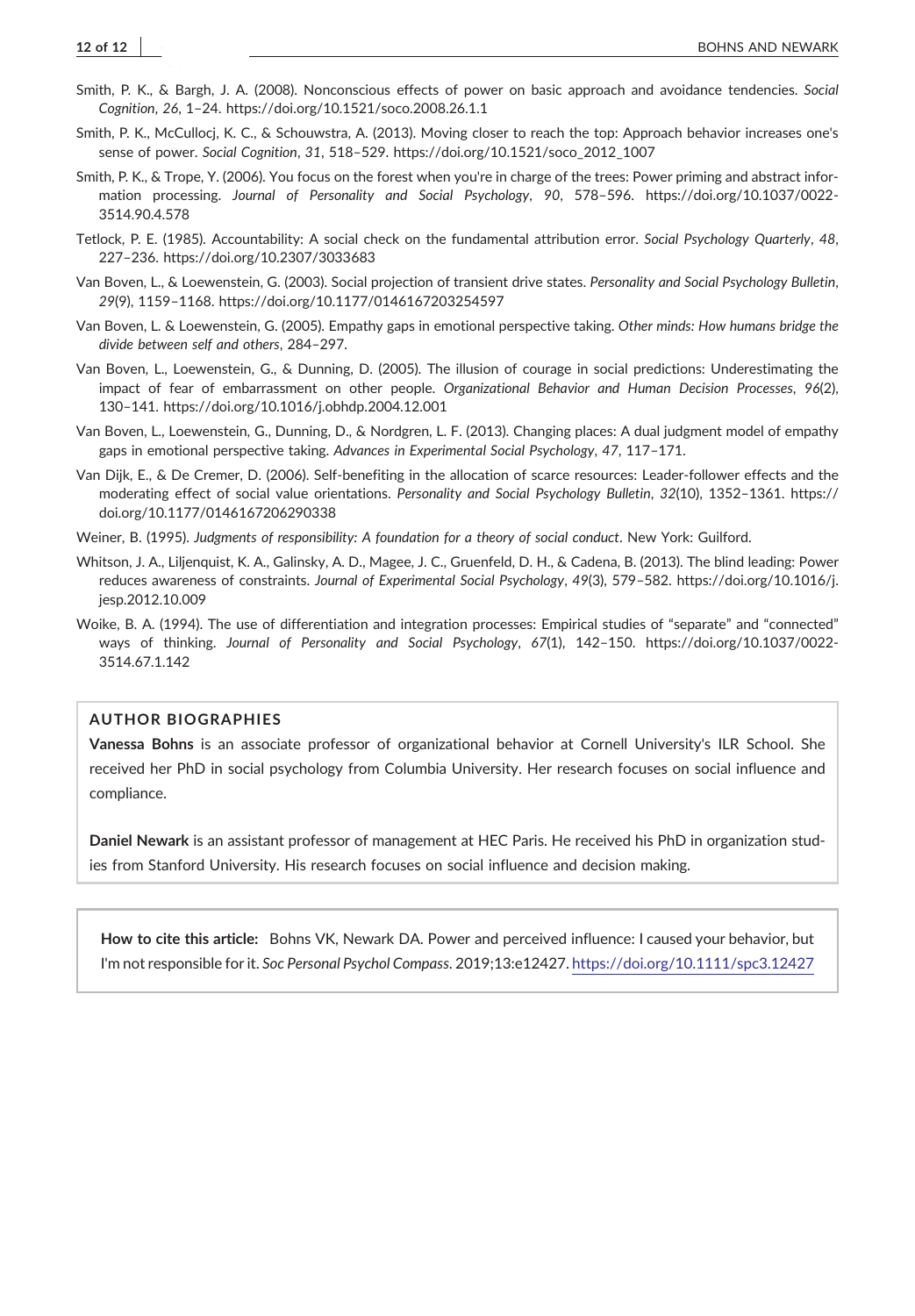Smith, P. K., & Bargh, J. A. (2008). Nonconscious effects of power on basic approach and avoidance tendencies. *Social Cognition*, *26*, 1–24. https://doi.org/10.1521/soco.2008.26.1.1

Smith, P. K., McCullocj, K. C., & Schouwstra, A. (2013). Moving closer to reach the top: Approach behavior increases one's sense of power. *Social Cognition*, *31*, 518–529. https://doi.org/10.1521/soco_2012_1007

Smith, P. K., & Trope, Y. (2006). You focus on the forest when you're in charge of the trees: Power priming and abstract information processing. *Journal of Personality and Social Psychology*, *90*, 578–596. https://doi.org/10.1037/0022-3514.90.4.578

Tetlock, P. E. (1985). Accountability: A social check on the fundamental attribution error. *Social Psychology Quarterly*, *48*, 227–236. https://doi.org/10.2307/3033683

Van Boven, L., & Loewenstein, G. (2003). Social projection of transient drive states. *Personality and Social Psychology Bulletin*, *29*(9), 1159–1168. https://doi.org/10.1177/0146167203254597

Van Boven, L. & Loewenstein, G. (2005). Empathy gaps in emotional perspective taking. *Other minds: How humans bridge the divide between self and others*, 284–297.

Van Boven, L., Loewenstein, G., & Dunning, D. (2005). The illusion of courage in social predictions: Underestimating the impact of fear of embarrassment on other people. *Organizational Behavior and Human Decision Processes*, *96*(2), 130–141. https://doi.org/10.1016/j.obhdp.2004.12.001

Van Boven, L., Loewenstein, G., Dunning, D., & Nordgren, L. F. (2013). Changing places: A dual judgment model of empathy gaps in emotional perspective taking. *Advances in Experimental Social Psychology*, *47*, 117–171.

Van Dijk, E., & De Cremer, D. (2006). Self-benefiting in the allocation of scarce resources: Leader-follower effects and the moderating effect of social value orientations. *Personality and Social Psychology Bulletin*, *32*(10), 1352–1361. https://doi.org/10.1177/0146167206290338

Weiner, B. (1995). *Judgments of responsibility: A foundation for a theory of social conduct*. New York: Guilford.

Whitson, J. A., Liljenquist, K. A., Galinsky, A. D., Magee, J. C., Gruenfeld, D. H., & Cadena, B. (2013). The blind leading: Power reduces awareness of constraints. *Journal of Experimental Social Psychology*, *49*(3), 579–582. https://doi.org/10.1016/j.jesp.2012.10.009

Woike, B. A. (1994). The use of differentiation and integration processes: Empirical studies of "separate" and "connected" ways of thinking. *Journal of Personality and Social Psychology*, *67*(1), 142–150. https://doi.org/10.1037/0022-3514.67.1.142

## AUTHOR BIOGRAPHIES

**Vanessa Bohns** is an associate professor of organizational behavior at Cornell University's ILR School. She received her PhD in social psychology from Columbia University. Her research focuses on social influence and compliance.

**Daniel Newark** is an assistant professor of management at HEC Paris. He received his PhD in organization studies from Stanford University. His research focuses on social influence and decision making.

**How to cite this article:** Bohns VK, Newark DA. Power and perceived influence: I caused your behavior, but I'm not responsible for it. *Soc Personal Psychol Compass*. 2019;13:e12427. https://doi.org/10.1111/spc3.12427